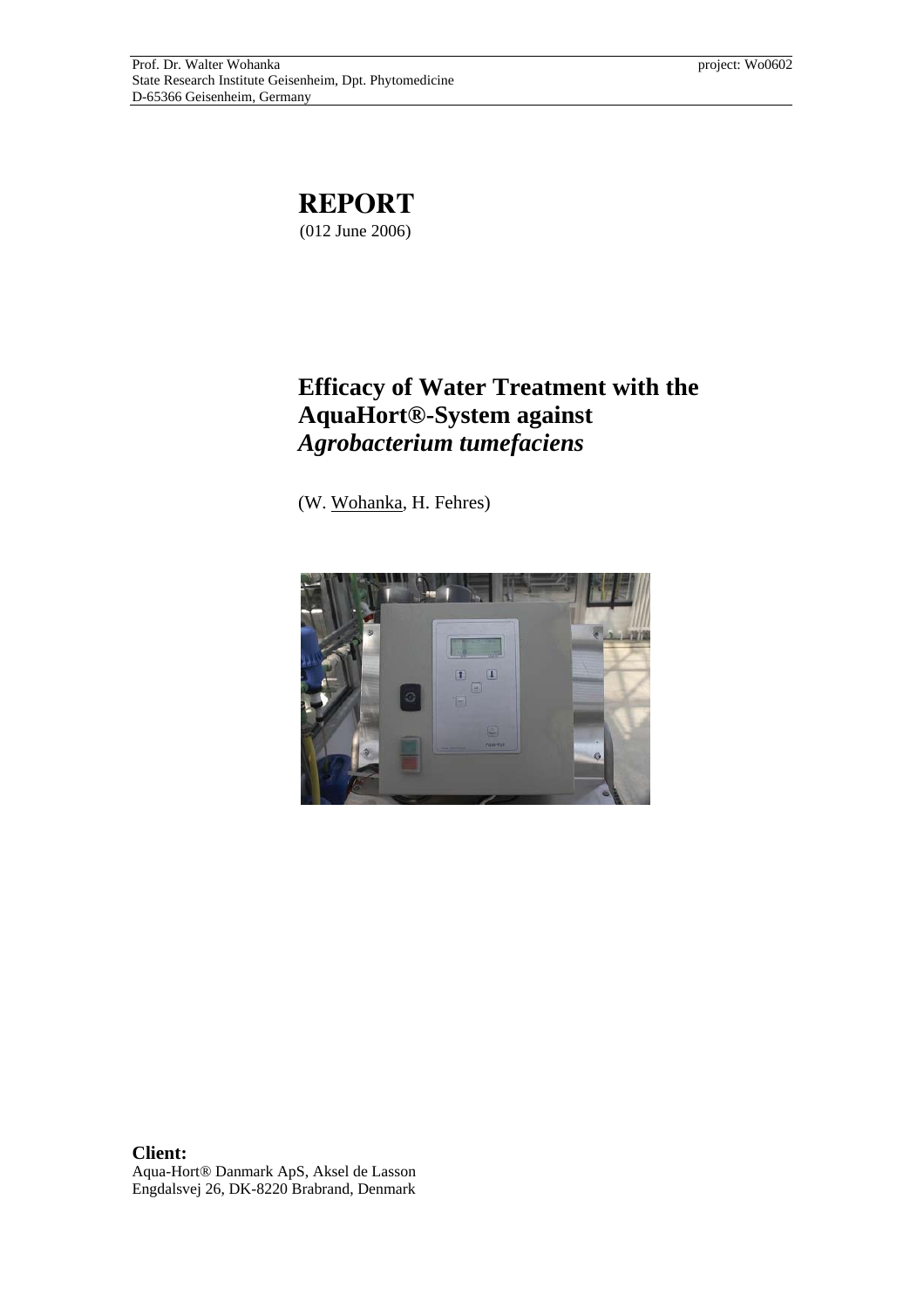Prof. Dr. Walter Wohanka
State Research Institute Geisenheim, Dpt. Phytomedicine
D-65366 Geisenheim, Germany

project: Wo0602

# REPORT

(012 June 2006)

## Efficacy of Water Treatment with the AquaHort®-System against *Agrobacterium tumefaciens*

(W. Wohanka, H. Fehres)

**Client:**
Aqua-Hort® Danmark ApS, Aksel de Lasson
Engdalsvej 26, DK-8220 Brabrand, Denmark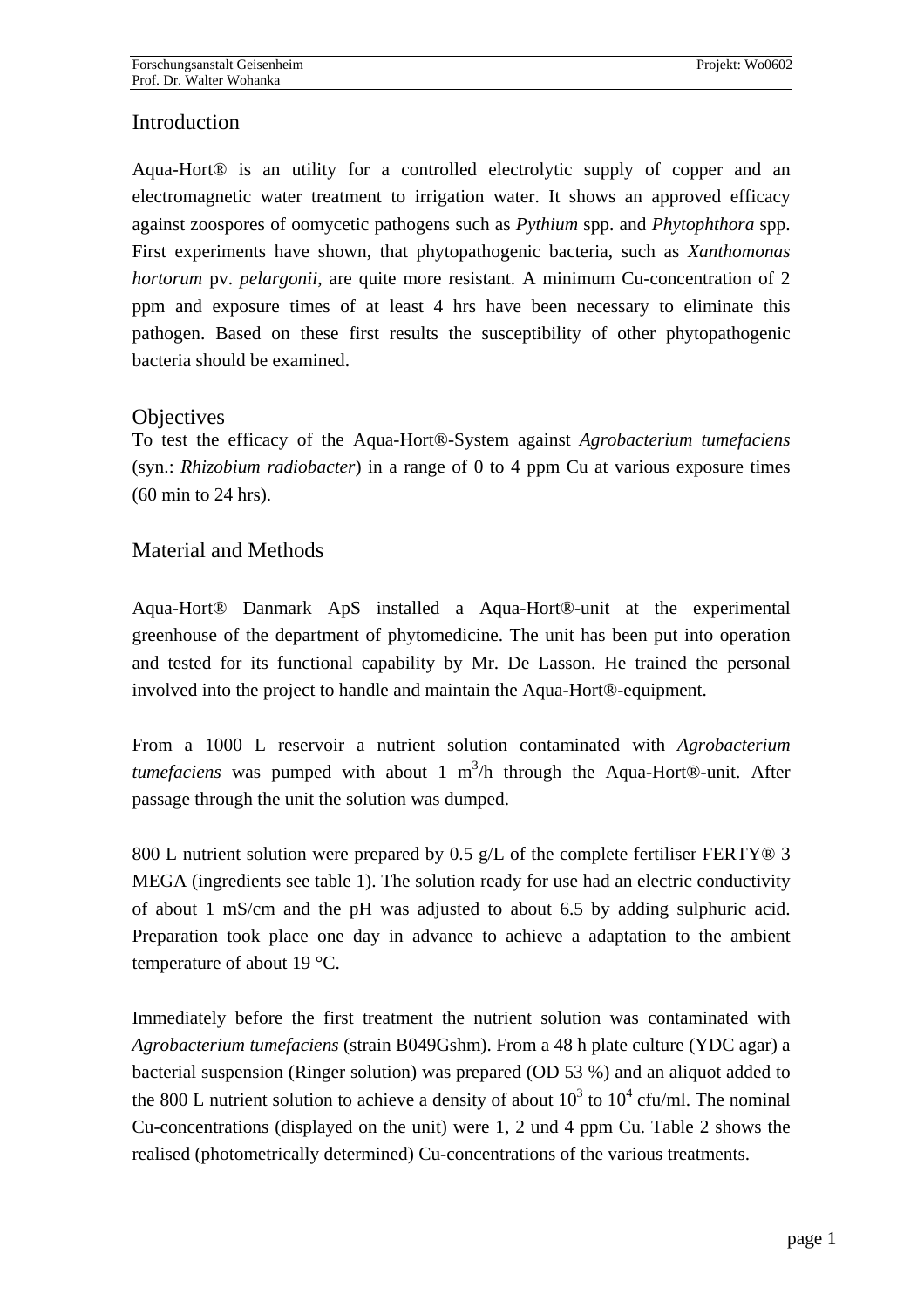## Introduction

Aqua-Hort® is an utility for a controlled electrolytic supply of copper and an electromagnetic water treatment to irrigation water. It shows an approved efficacy against zoospores of oomycetic pathogens such as *Pythium* spp. and *Phytophthora* spp. First experiments have shown, that phytopathogenic bacteria, such as *Xanthomonas hortorum* pv. *pelargonii*, are quite more resistant. A minimum Cu-concentration of 2 ppm and exposure times of at least 4 hrs have been necessary to eliminate this pathogen. Based on these first results the susceptibility of other phytopathogenic bacteria should be examined.

## Objectives

To test the efficacy of the Aqua-Hort®-System against *Agrobacterium tumefaciens* (syn.: *Rhizobium radiobacter*) in a range of 0 to 4 ppm Cu at various exposure times (60 min to 24 hrs).

## Material and Methods

Aqua-Hort® Danmark ApS installed a Aqua-Hort®-unit at the experimental greenhouse of the department of phytomedicine. The unit has been put into operation and tested for its functional capability by Mr. De Lasson. He trained the personal involved into the project to handle and maintain the Aqua-Hort®-equipment.

From a 1000 L reservoir a nutrient solution contaminated with *Agrobacterium tumefaciens* was pumped with about 1 $m^3$/h through the Aqua-Hort®-unit. After passage through the unit the solution was dumped.

800 L nutrient solution were prepared by 0.5 g/L of the complete fertiliser FERTY® 3 MEGA (ingredients see table 1). The solution ready for use had an electric conductivity of about 1 mS/cm and the pH was adjusted to about 6.5 by adding sulphuric acid. Preparation took place one day in advance to achieve a adaptation to the ambient temperature of about 19 °C.

Immediately before the first treatment the nutrient solution was contaminated with *Agrobacterium tumefaciens* (strain B049Gshm). From a 48 h plate culture (YDC agar) a bacterial suspension (Ringer solution) was prepared (OD 53 %) and an aliquot added to the 800 L nutrient solution to achieve a density of about $10^3$ to $10^4$ cfu/ml. The nominal Cu-concentrations (displayed on the unit) were 1, 2 und 4 ppm Cu. Table 2 shows the realised (photometrically determined) Cu-concentrations of the various treatments.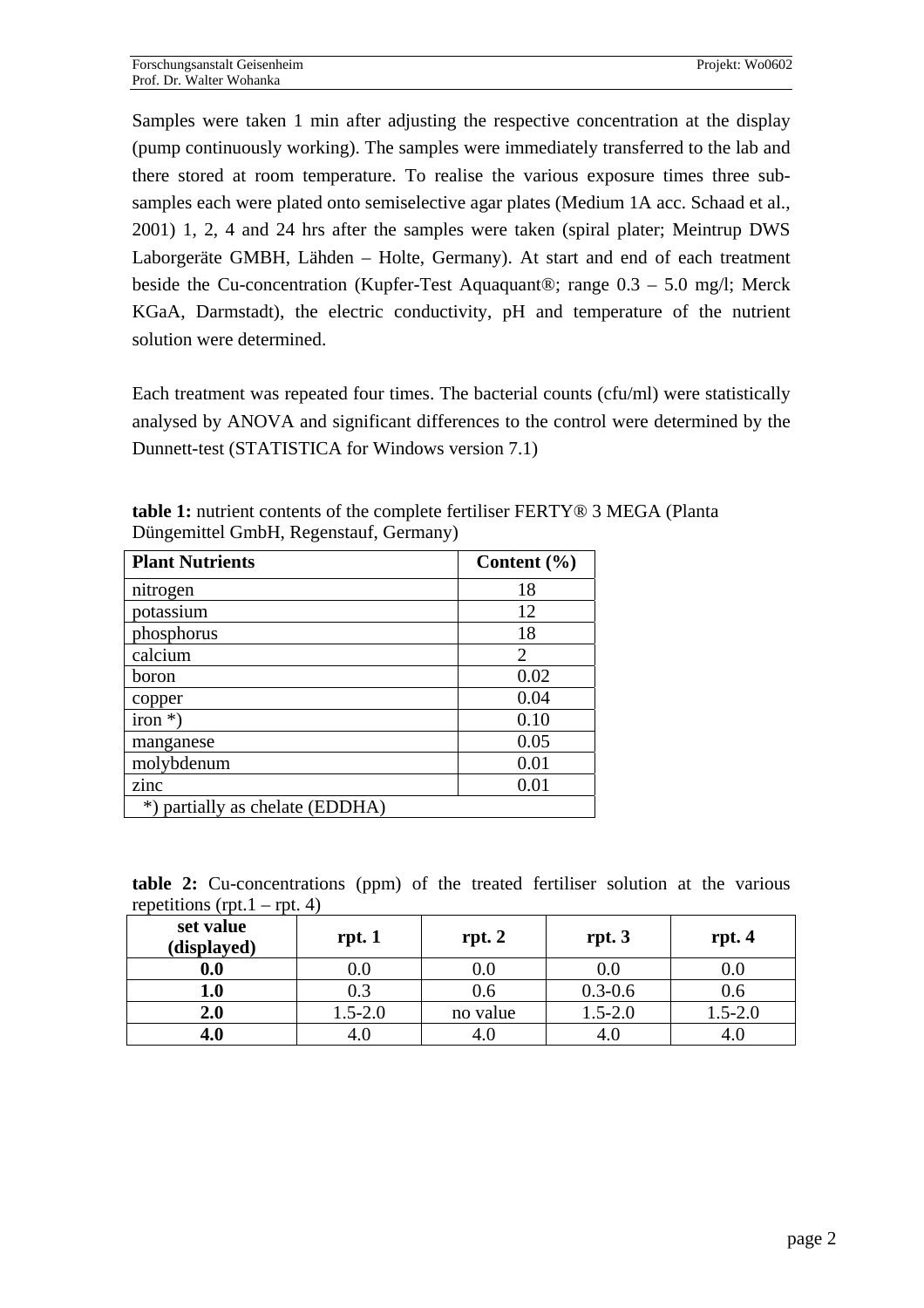Samples were taken 1 min after adjusting the respective concentration at the display (pump continuously working). The samples were immediately transferred to the lab and there stored at room temperature. To realise the various exposure times three sub-samples each were plated onto semiselective agar plates (Medium 1A acc. Schaad et al., 2001) 1, 2, 4 and 24 hrs after the samples were taken (spiral plater; Meintrup DWS Laborgeräte GMBH, Lähden – Holte, Germany). At start and end of each treatment beside the Cu-concentration (Kupfer-Test Aquaquant®; range 0.3 – 5.0 mg/l; Merck KGaA, Darmstadt), the electric conductivity, pH and temperature of the nutrient solution were determined.

Each treatment was repeated four times. The bacterial counts (cfu/ml) were statistically analysed by ANOVA and significant differences to the control were determined by the Dunnett-test (STATISTICA for Windows version 7.1)

**table 1:** nutrient contents of the complete fertiliser FERTY® 3 MEGA (Planta Düngemittel GmbH, Regenstauf, Germany)

| Plant Nutrients | Content (%) |
|---|---|
| nitrogen | 18 |
| potassium | 12 |
| phosphorus | 18 |
| calcium | 2 |
| boron | 0.02 |
| copper | 0.04 |
| iron *) | 0.10 |
| manganese | 0.05 |
| molybdenum | 0.01 |
| zinc | 0.01 |
| *) partially as chelate (EDDHA) | |

**table 2:** Cu-concentrations (ppm) of the treated fertiliser solution at the various repetitions (rpt.1 – rpt. 4)

| set value (displayed) | rpt. 1 | rpt. 2 | rpt. 3 | rpt. 4 |
|---|---|---|---|---|
| **0.0** | 0.0 | 0.0 | 0.0 | 0.0 |
| **1.0** | 0.3 | 0.6 | 0.3-0.6 | 0.6 |
| **2.0** | 1.5-2.0 | no value | 1.5-2.0 | 1.5-2.0 |
| **4.0** | 4.0 | 4.0 | 4.0 | 4.0 |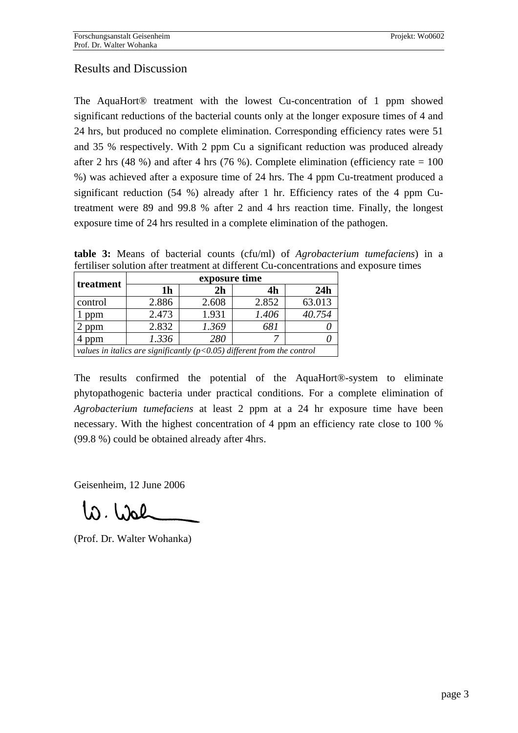## Results and Discussion

The AquaHort® treatment with the lowest Cu-concentration of 1 ppm showed significant reductions of the bacterial counts only at the longer exposure times of 4 and 24 hrs, but produced no complete elimination. Corresponding efficiency rates were 51 and 35 % respectively. With 2 ppm Cu a significant reduction was produced already after 2 hrs (48 %) and after 4 hrs (76 %). Complete elimination (efficiency rate = 100 %) was achieved after a exposure time of 24 hrs. The 4 ppm Cu-treatment produced a significant reduction (54 %) already after 1 hr. Efficiency rates of the 4 ppm Cu-treatment were 89 and 99.8 % after 2 and 4 hrs reaction time. Finally, the longest exposure time of 24 hrs resulted in a complete elimination of the pathogen.

**table 3:** Means of bacterial counts (cfu/ml) of *Agrobacterium tumefaciens*) in a fertiliser solution after treatment at different Cu-concentrations and exposure times

| treatment | exposure time | | | |
|---|---|---|---|---|
| | **1h** | **2h** | **4h** | **24h** |
| control | 2.886 | 2.608 | 2.852 | 63.013 |
| 1 ppm | 2.473 | 1.931 | *1.406* | *40.754* |
| 2 ppm | 2.832 | *1.369* | *681* | *0* |
| 4 ppm | *1.336* | *280* | *7* | *0* |

*values in italics are significantly ($p<0.05$) different from the control*

The results confirmed the potential of the AquaHort®-system to eliminate phytopathogenic bacteria under practical conditions. For a complete elimination of *Agrobacterium tumefaciens* at least 2 ppm at a 24 hr exposure time have been necessary. With the highest concentration of 4 ppm an efficiency rate close to 100 % (99.8 %) could be obtained already after 4hrs.

Geisenheim, 12 June 2006

(Prof. Dr. Walter Wohanka)